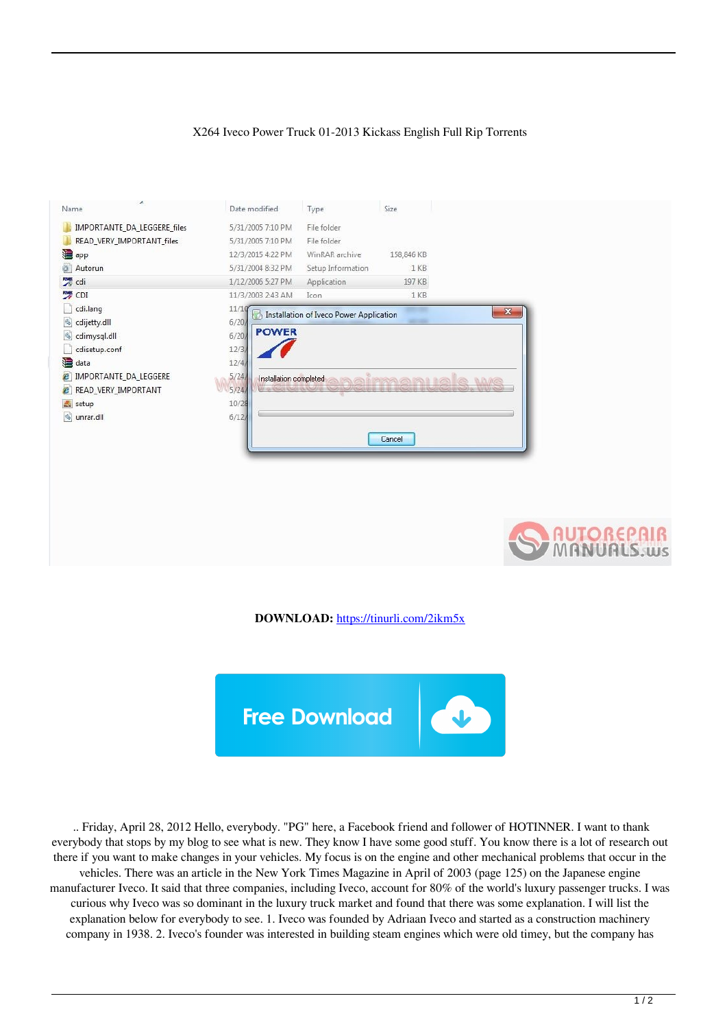X264 Iveco Power Truck 01-2013 Kickass English Full Rip Torrents

**DOWNLOAD:** https://tinurli.com/2ikm5x

.. Friday, April 28, 2012 Hello, everybody. "PG" here, a Facebook friend and follower of HOTINNER. I want to thank everybody that stops by my blog to see what is new. They know I have some good stuff. You know there is a lot of research out there if you want to make changes in your vehicles. My focus is on the engine and other mechanical problems that occur in the vehicles. There was an article in the New York Times Magazine in April of 2003 (page 125) on the Japanese engine manufacturer Iveco. It said that three companies, including Iveco, account for 80% of the world's luxury passenger trucks. I was curious why Iveco was so dominant in the luxury truck market and found that there was some explanation. I will list the explanation below for everybody to see. 1. Iveco was founded by Adriaan Iveco and started as a construction machinery company in 1938. 2. Iveco's founder was interested in building steam engines which were old timey, but the company has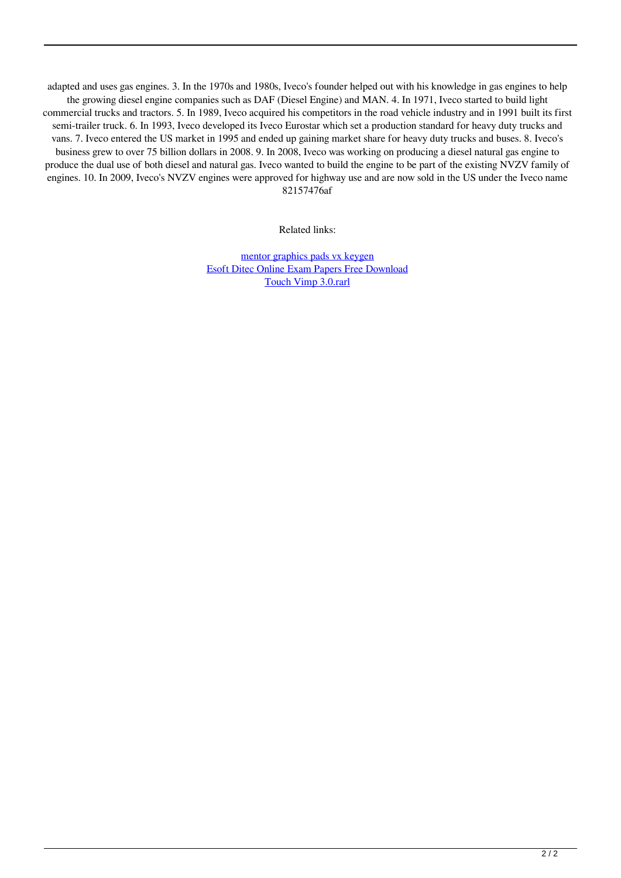adapted and uses gas engines. 3. In the 1970s and 1980s, Iveco's founder helped out with his knowledge in gas engines to help the growing diesel engine companies such as DAF (Diesel Engine) and MAN. 4. In 1971, Iveco started to build light commercial trucks and tractors. 5. In 1989, Iveco acquired his competitors in the road vehicle industry and in 1991 built its first semi-trailer truck. 6. In 1993, Iveco developed its Iveco Eurostar which set a production standard for heavy duty trucks and vans. 7. Iveco entered the US market in 1995 and ended up gaining market share for heavy duty trucks and buses. 8. Iveco's business grew to over 75 billion dollars in 2008. 9. In 2008, Iveco was working on producing a diesel natural gas engine to produce the dual use of both diesel and natural gas. Iveco wanted to build the engine to be part of the existing NVZV family of engines. 10. In 2009, Iveco's NVZV engines were approved for highway use and are now sold in the US under the Iveco name 82157476af

Related links:

mentor graphics pads vx keygen
Esoft Ditec Online Exam Papers Free Download
Touch Vimp 3.0.rarl